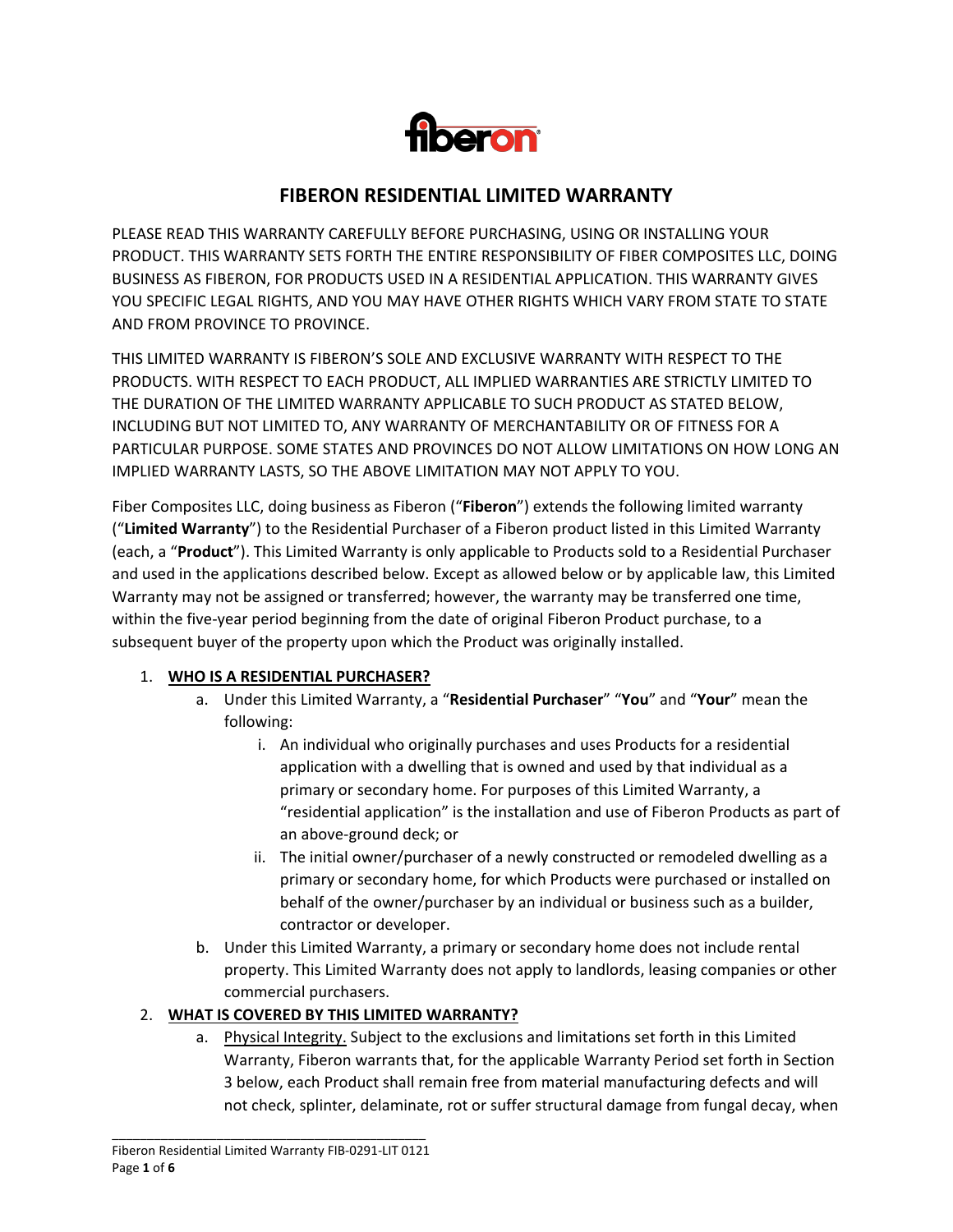# FIBERON RESIDENTIAL LIMITED WARRANTY

PLEASE READ THIS WARRANTY CAREFULLY BEFORE PURCHASING, USING OR INSTALLING YOUR PRODUCT. THIS WARRANTY SETS FORTH THE ENTIRE RESPONSIBILITY OF FIBER COMPOSITES LLC, DOING BUSINESS AS FIBERON, FOR PRODUCTS USED IN A RESIDENTIAL APPLICATION. THIS WARRANTY GIVES YOU SPECIFIC LEGAL RIGHTS, AND YOU MAY HAVE OTHER RIGHTS WHICH VARY FROM STATE TO STATE AND FROM PROVINCE TO PROVINCE.

THIS LIMITED WARRANTY IS FIBERON'S SOLE AND EXCLUSIVE WARRANTY WITH RESPECT TO THE PRODUCTS. WITH RESPECT TO EACH PRODUCT, ALL IMPLIED WARRANTIES ARE STRICTLY LIMITED TO THE DURATION OF THE LIMITED WARRANTY APPLICABLE TO SUCH PRODUCT AS STATED BELOW, INCLUDING BUT NOT LIMITED TO, ANY WARRANTY OF MERCHANTABILITY OR OF FITNESS FOR A PARTICULAR PURPOSE. SOME STATES AND PROVINCES DO NOT ALLOW LIMITATIONS ON HOW LONG AN IMPLIED WARRANTY LASTS, SO THE ABOVE LIMITATION MAY NOT APPLY TO YOU.

Fiber Composites LLC, doing business as Fiberon ("**Fiberon**") extends the following limited warranty ("**Limited Warranty**") to the Residential Purchaser of a Fiberon product listed in this Limited Warranty (each, a "**Product**"). This Limited Warranty is only applicable to Products sold to a Residential Purchaser and used in the applications described below. Except as allowed below or by applicable law, this Limited Warranty may not be assigned or transferred; however, the warranty may be transferred one time, within the five-year period beginning from the date of original Fiberon Product purchase, to a subsequent buyer of the property upon which the Product was originally installed.

1. **<u>WHO IS A RESIDENTIAL PURCHASER?</u>**
   a. Under this Limited Warranty, a "**Residential Purchaser**" "**You**" and "**Your**" mean the following:
      i. An individual who originally purchases and uses Products for a residential application with a dwelling that is owned and used by that individual as a primary or secondary home. For purposes of this Limited Warranty, a "residential application" is the installation and use of Fiberon Products as part of an above-ground deck; or
      ii. The initial owner/purchaser of a newly constructed or remodeled dwelling as a primary or secondary home, for which Products were purchased or installed on behalf of the owner/purchaser by an individual or business such as a builder, contractor or developer.
   b. Under this Limited Warranty, a primary or secondary home does not include rental property. This Limited Warranty does not apply to landlords, leasing companies or other commercial purchasers.
2. **<u>WHAT IS COVERED BY THIS LIMITED WARRANTY?</u>**
   a. <u>Physical Integrity.</u> Subject to the exclusions and limitations set forth in this Limited Warranty, Fiberon warrants that, for the applicable Warranty Period set forth in Section 3 below, each Product shall remain free from material manufacturing defects and will not check, splinter, delaminate, rot or suffer structural damage from fungal decay, when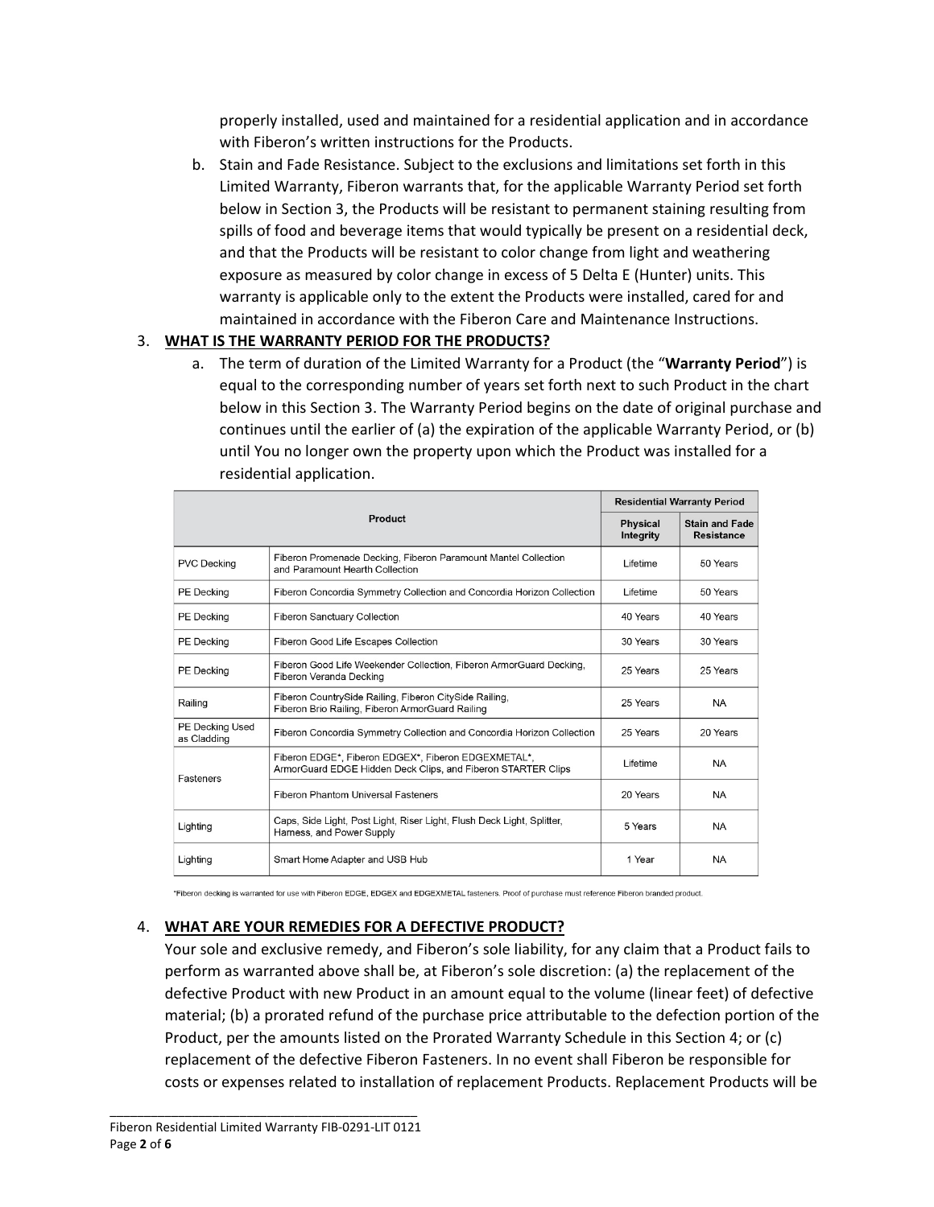properly installed, used and maintained for a residential application and in accordance with Fiberon's written instructions for the Products.

b. Stain and Fade Resistance. Subject to the exclusions and limitations set forth in this Limited Warranty, Fiberon warrants that, for the applicable Warranty Period set forth below in Section 3, the Products will be resistant to permanent staining resulting from spills of food and beverage items that would typically be present on a residential deck, and that the Products will be resistant to color change from light and weathering exposure as measured by color change in excess of 5 Delta E (Hunter) units. This warranty is applicable only to the extent the Products were installed, cared for and maintained in accordance with the Fiberon Care and Maintenance Instructions.

3. **WHAT IS THE WARRANTY PERIOD FOR THE PRODUCTS?**

   a. The term of duration of the Limited Warranty for a Product (the "**Warranty Period**") is equal to the corresponding number of years set forth next to such Product in the chart below in this Section 3. The Warranty Period begins on the date of original purchase and continues until the earlier of (a) the expiration of the applicable Warranty Period, or (b) until You no longer own the property upon which the Product was installed for a residential application.

| Product | | Residential Warranty Period | |
|---|---|---|---|
| | | Physical Integrity | Stain and Fade Resistance |
| PVC Decking | Fiberon Promenade Decking, Fiberon Paramount Mantel Collection and Paramount Hearth Collection | Lifetime | 50 Years |
| PE Decking | Fiberon Concordia Symmetry Collection and Concordia Horizon Collection | Lifetime | 50 Years |
| PE Decking | Fiberon Sanctuary Collection | 40 Years | 40 Years |
| PE Decking | Fiberon Good Life Escapes Collection | 30 Years | 30 Years |
| PE Decking | Fiberon Good Life Weekender Collection, Fiberon ArmorGuard Decking, Fiberon Veranda Decking | 25 Years | 25 Years |
| Railing | Fiberon CountrySide Railing, Fiberon CitySide Railing, Fiberon Brio Railing, Fiberon ArmorGuard Railing | 25 Years | NA |
| PE Decking Used as Cladding | Fiberon Concordia Symmetry Collection and Concordia Horizon Collection | 25 Years | 20 Years |
| Fasteners | Fiberon EDGE*, Fiberon EDGEX*, Fiberon EDGEXMETAL*, ArmorGuard EDGE Hidden Deck Clips, and Fiberon STARTER Clips | Lifetime | NA |
| | Fiberon Phantom Universal Fasteners | 20 Years | NA |
| Lighting | Caps, Side Light, Post Light, Riser Light, Flush Deck Light, Splitter, Harness, and Power Supply | 5 Years | NA |
| Lighting | Smart Home Adapter and USB Hub | 1 Year | NA |

*Fiberon decking is warranted for use with Fiberon EDGE, EDGEX and EDGEXMETAL fasteners. Proof of purchase must reference Fiberon branded product.

4. **WHAT ARE YOUR REMEDIES FOR A DEFECTIVE PRODUCT?**

Your sole and exclusive remedy, and Fiberon's sole liability, for any claim that a Product fails to perform as warranted above shall be, at Fiberon's sole discretion: (a) the replacement of the defective Product with new Product in an amount equal to the volume (linear feet) of defective material; (b) a prorated refund of the purchase price attributable to the defection portion of the Product, per the amounts listed on the Prorated Warranty Schedule in this Section 4; or (c) replacement of the defective Fiberon Fasteners. In no event shall Fiberon be responsible for costs or expenses related to installation of replacement Products. Replacement Products will be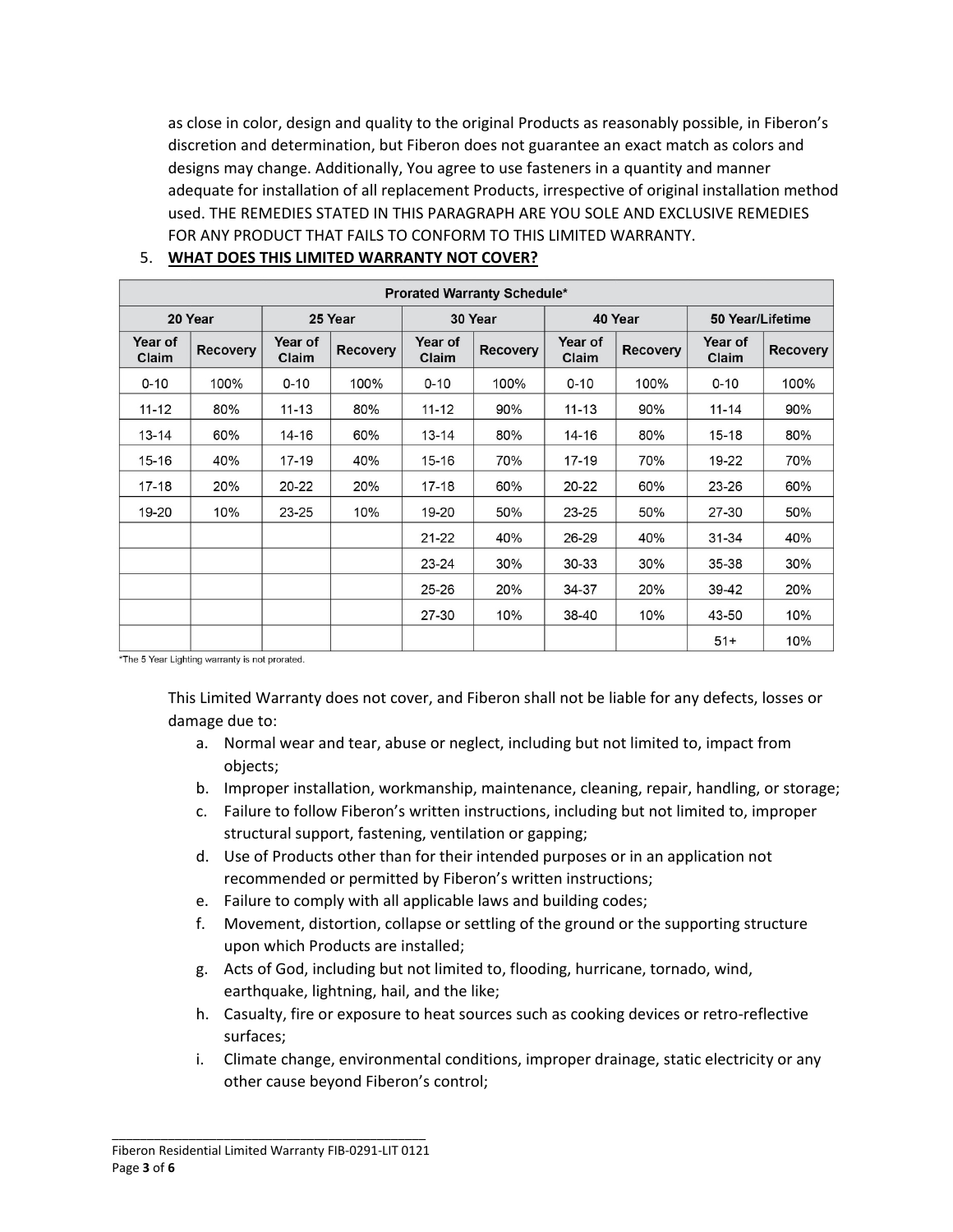as close in color, design and quality to the original Products as reasonably possible, in Fiberon's discretion and determination, but Fiberon does not guarantee an exact match as colors and designs may change. Additionally, You agree to use fasteners in a quantity and manner adequate for installation of all replacement Products, irrespective of original installation method used. THE REMEDIES STATED IN THIS PARAGRAPH ARE YOU SOLE AND EXCLUSIVE REMEDIES FOR ANY PRODUCT THAT FAILS TO CONFORM TO THIS LIMITED WARRANTY.

5. **WHAT DOES THIS LIMITED WARRANTY NOT COVER?**

| Prorated Warranty Schedule* | | | | | | | | | |
|---|---|---|---|---|---|---|---|---|---|
| 20 Year | | 25 Year | | 30 Year | | 40 Year | | 50 Year/Lifetime | |
| Year of Claim | Recovery | Year of Claim | Recovery | Year of Claim | Recovery | Year of Claim | Recovery | Year of Claim | Recovery |
| 0-10 | 100% | 0-10 | 100% | 0-10 | 100% | 0-10 | 100% | 0-10 | 100% |
| 11-12 | 80% | 11-13 | 80% | 11-12 | 90% | 11-13 | 90% | 11-14 | 90% |
| 13-14 | 60% | 14-16 | 60% | 13-14 | 80% | 14-16 | 80% | 15-18 | 80% |
| 15-16 | 40% | 17-19 | 40% | 15-16 | 70% | 17-19 | 70% | 19-22 | 70% |
| 17-18 | 20% | 20-22 | 20% | 17-18 | 60% | 20-22 | 60% | 23-26 | 60% |
| 19-20 | 10% | 23-25 | 10% | 19-20 | 50% | 23-25 | 50% | 27-30 | 50% |
| | | | | 21-22 | 40% | 26-29 | 40% | 31-34 | 40% |
| | | | | 23-24 | 30% | 30-33 | 30% | 35-38 | 30% |
| | | | | 25-26 | 20% | 34-37 | 20% | 39-42 | 20% |
| | | | | 27-30 | 10% | 38-40 | 10% | 43-50 | 10% |
| | | | | | | | | 51+ | 10% |

*The 5 Year Lighting warranty is not prorated.

This Limited Warranty does not cover, and Fiberon shall not be liable for any defects, losses or damage due to:

a. Normal wear and tear, abuse or neglect, including but not limited to, impact from objects;
b. Improper installation, workmanship, maintenance, cleaning, repair, handling, or storage;
c. Failure to follow Fiberon's written instructions, including but not limited to, improper structural support, fastening, ventilation or gapping;
d. Use of Products other than for their intended purposes or in an application not recommended or permitted by Fiberon's written instructions;
e. Failure to comply with all applicable laws and building codes;
f. Movement, distortion, collapse or settling of the ground or the supporting structure upon which Products are installed;
g. Acts of God, including but not limited to, flooding, hurricane, tornado, wind, earthquake, lightning, hail, and the like;
h. Casualty, fire or exposure to heat sources such as cooking devices or retro-reflective surfaces;
i. Climate change, environmental conditions, improper drainage, static electricity or any other cause beyond Fiberon's control;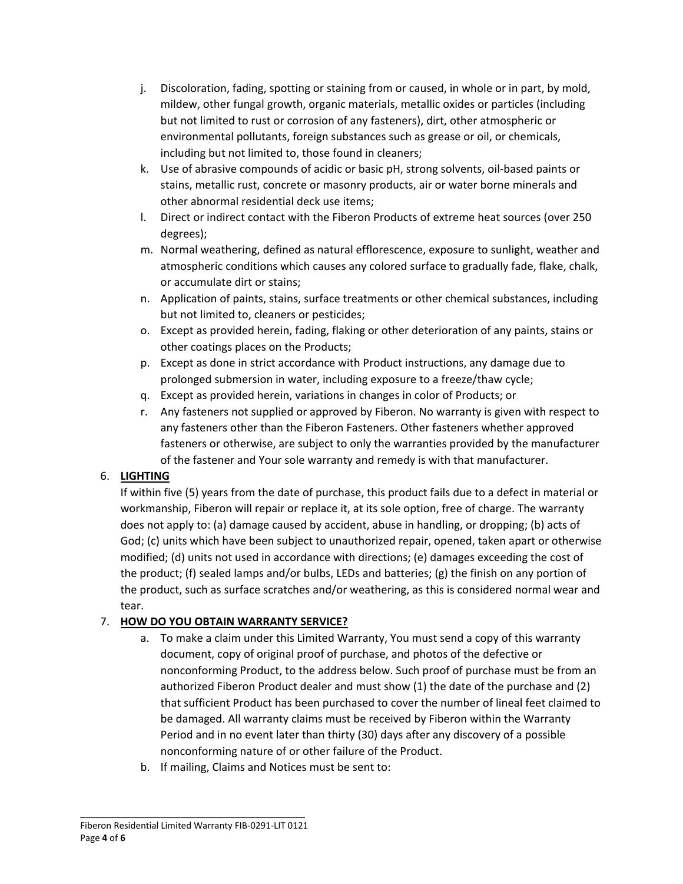j. Discoloration, fading, spotting or staining from or caused, in whole or in part, by mold, mildew, other fungal growth, organic materials, metallic oxides or particles (including but not limited to rust or corrosion of any fasteners), dirt, other atmospheric or environmental pollutants, foreign substances such as grease or oil, or chemicals, including but not limited to, those found in cleaners;

k. Use of abrasive compounds of acidic or basic pH, strong solvents, oil-based paints or stains, metallic rust, concrete or masonry products, air or water borne minerals and other abnormal residential deck use items;

l. Direct or indirect contact with the Fiberon Products of extreme heat sources (over 250 degrees);

m. Normal weathering, defined as natural efflorescence, exposure to sunlight, weather and atmospheric conditions which causes any colored surface to gradually fade, flake, chalk, or accumulate dirt or stains;

n. Application of paints, stains, surface treatments or other chemical substances, including but not limited to, cleaners or pesticides;

o. Except as provided herein, fading, flaking or other deterioration of any paints, stains or other coatings places on the Products;

p. Except as done in strict accordance with Product instructions, any damage due to prolonged submersion in water, including exposure to a freeze/thaw cycle;

q. Except as provided herein, variations in changes in color of Products; or

r. Any fasteners not supplied or approved by Fiberon. No warranty is given with respect to any fasteners other than the Fiberon Fasteners. Other fasteners whether approved fasteners or otherwise, are subject to only the warranties provided by the manufacturer of the fastener and Your sole warranty and remedy is with that manufacturer.

6. **LIGHTING**

If within five (5) years from the date of purchase, this product fails due to a defect in material or workmanship, Fiberon will repair or replace it, at its sole option, free of charge. The warranty does not apply to: (a) damage caused by accident, abuse in handling, or dropping; (b) acts of God; (c) units which have been subject to unauthorized repair, opened, taken apart or otherwise modified; (d) units not used in accordance with directions; (e) damages exceeding the cost of the product; (f) sealed lamps and/or bulbs, LEDs and batteries; (g) the finish on any portion of the product, such as surface scratches and/or weathering, as this is considered normal wear and tear.

7. **HOW DO YOU OBTAIN WARRANTY SERVICE?**

a. To make a claim under this Limited Warranty, You must send a copy of this warranty document, copy of original proof of purchase, and photos of the defective or nonconforming Product, to the address below. Such proof of purchase must be from an authorized Fiberon Product dealer and must show (1) the date of the purchase and (2) that sufficient Product has been purchased to cover the number of lineal feet claimed to be damaged. All warranty claims must be received by Fiberon within the Warranty Period and in no event later than thirty (30) days after any discovery of a possible nonconforming nature of or other failure of the Product.

b. If mailing, Claims and Notices must be sent to: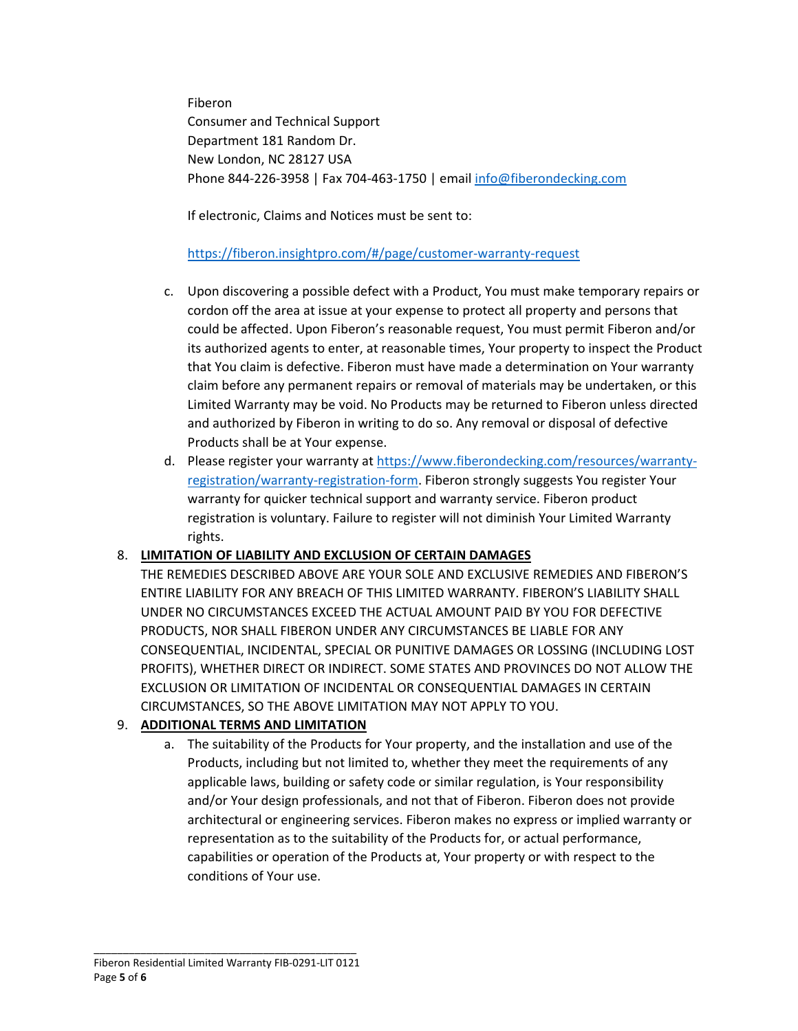Fiberon
Consumer and Technical Support
Department 181 Random Dr.
New London, NC 28127 USA
Phone 844-226-3958 | Fax 704-463-1750 | email [info@fiberondecking.com](mailto:info@fiberondecking.com)

If electronic, Claims and Notices must be sent to:

[https://fiberon.insightpro.com/#/page/customer-warranty-request](https://fiberon.insightpro.com/#/page/customer-warranty-request)

c. Upon discovering a possible defect with a Product, You must make temporary repairs or cordon off the area at issue at your expense to protect all property and persons that could be affected. Upon Fiberon's reasonable request, You must permit Fiberon and/or its authorized agents to enter, at reasonable times, Your property to inspect the Product that You claim is defective. Fiberon must have made a determination on Your warranty claim before any permanent repairs or removal of materials may be undertaken, or this Limited Warranty may be void. No Products may be returned to Fiberon unless directed and authorized by Fiberon in writing to do so. Any removal or disposal of defective Products shall be at Your expense.

d. Please register your warranty at [https://www.fiberondecking.com/resources/warranty-registration/warranty-registration-form](https://www.fiberondecking.com/resources/warranty-registration/warranty-registration-form). Fiberon strongly suggests You register Your warranty for quicker technical support and warranty service. Fiberon product registration is voluntary. Failure to register will not diminish Your Limited Warranty rights.

8. **LIMITATION OF LIABILITY AND EXCLUSION OF CERTAIN DAMAGES**

THE REMEDIES DESCRIBED ABOVE ARE YOUR SOLE AND EXCLUSIVE REMEDIES AND FIBERON'S ENTIRE LIABILITY FOR ANY BREACH OF THIS LIMITED WARRANTY. FIBERON'S LIABILITY SHALL UNDER NO CIRCUMSTANCES EXCEED THE ACTUAL AMOUNT PAID BY YOU FOR DEFECTIVE PRODUCTS, NOR SHALL FIBERON UNDER ANY CIRCUMSTANCES BE LIABLE FOR ANY CONSEQUENTIAL, INCIDENTAL, SPECIAL OR PUNITIVE DAMAGES OR LOSSING (INCLUDING LOST PROFITS), WHETHER DIRECT OR INDIRECT. SOME STATES AND PROVINCES DO NOT ALLOW THE EXCLUSION OR LIMITATION OF INCIDENTAL OR CONSEQUENTIAL DAMAGES IN CERTAIN CIRCUMSTANCES, SO THE ABOVE LIMITATION MAY NOT APPLY TO YOU.

9. **ADDITIONAL TERMS AND LIMITATION**

a. The suitability of the Products for Your property, and the installation and use of the Products, including but not limited to, whether they meet the requirements of any applicable laws, building or safety code or similar regulation, is Your responsibility and/or Your design professionals, and not that of Fiberon. Fiberon does not provide architectural or engineering services. Fiberon makes no express or implied warranty or representation as to the suitability of the Products for, or actual performance, capabilities or operation of the Products at, Your property or with respect to the conditions of Your use.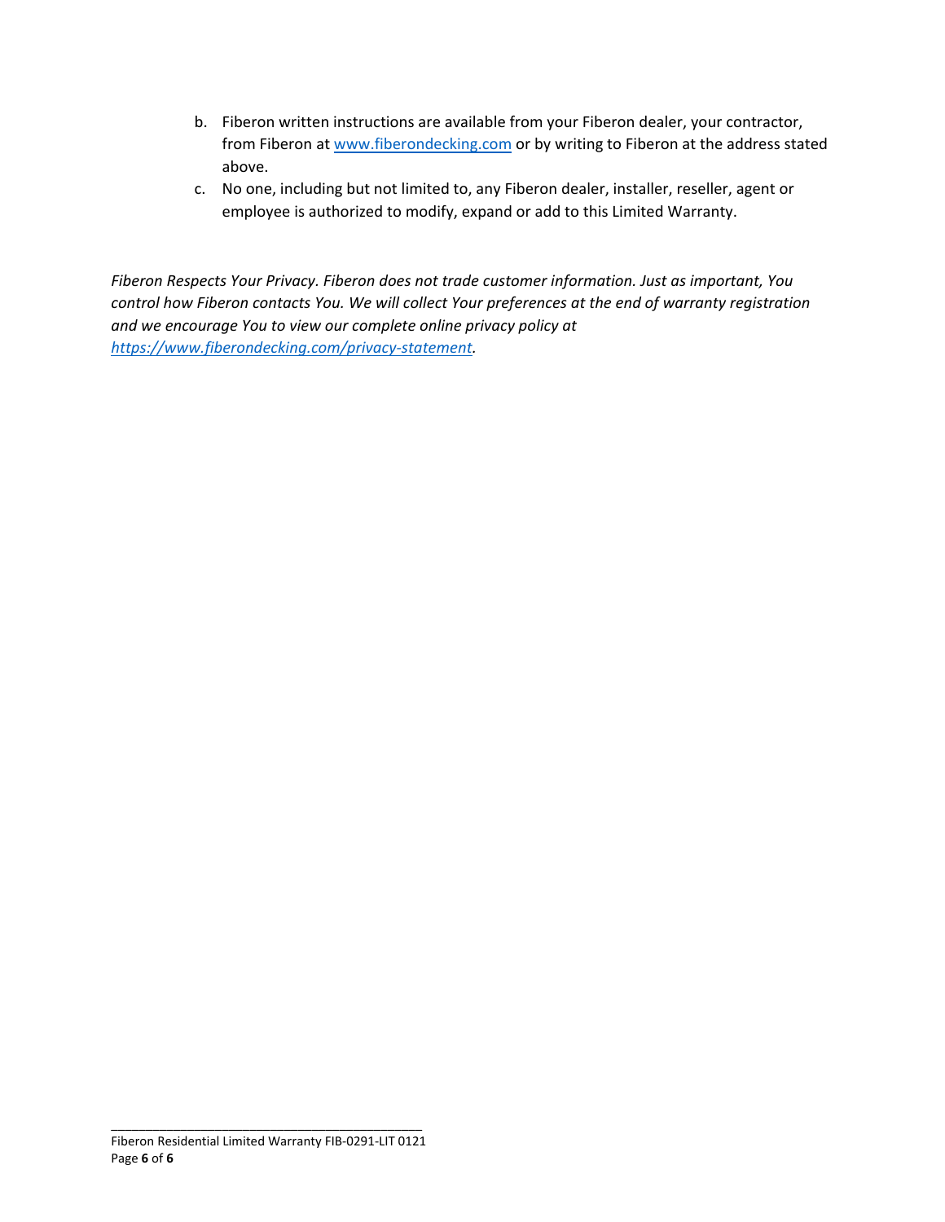b. Fiberon written instructions are available from your Fiberon dealer, your contractor, from Fiberon at [www.fiberondecking.com](http://www.fiberondecking.com) or by writing to Fiberon at the address stated above.
c. No one, including but not limited to, any Fiberon dealer, installer, reseller, agent or employee is authorized to modify, expand or add to this Limited Warranty.

*Fiberon Respects Your Privacy. Fiberon does not trade customer information. Just as important, You control how Fiberon contacts You. We will collect Your preferences at the end of warranty registration and we encourage You to view our complete online privacy policy at [https://www.fiberondecking.com/privacy-statement](https://www.fiberondecking.com/privacy-statement).*